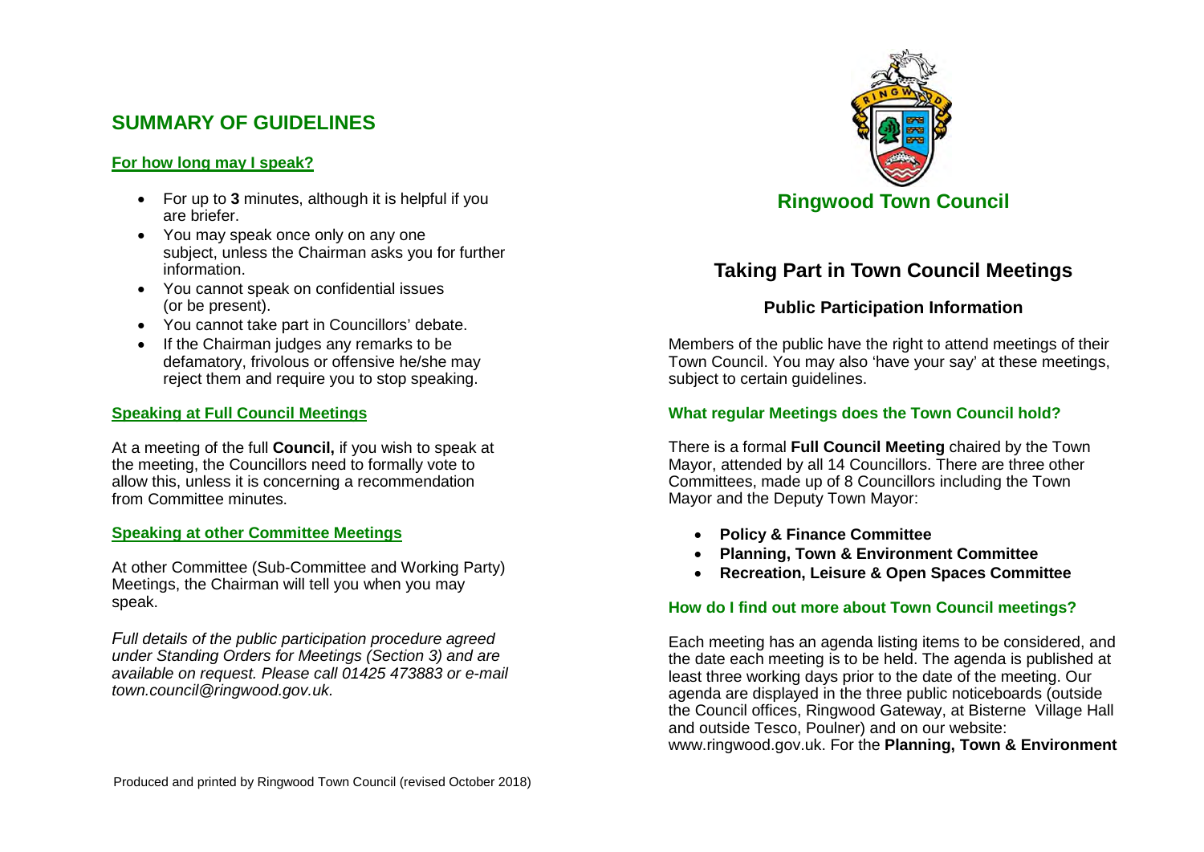# Ringwood Town Council

## Taking Part in Town Council Meetings

### Public Participation Information

Members of the public have the right to attend meetings of their Town Council. You may also 'have your say' at these meetings, subject to certain guidelines.

#### What regular Meetings does the Town Council hold?

There is a formal **Full Council Meeting** chaired by the Town Mayor, attended by all 14 Councillors. There are three other Committees, made up of 8 Councillors including the Town Mayor and the Deputy Town Mayor:

- **Policy & Finance Committee**
- **Planning, Town & Environment Committee**
- **Recreation, Leisure & Open Spaces Committee**

#### How do I find out more about Town Council meetings?

Each meeting has an agenda listing items to be considered, and the date each meeting is to be held. The agenda is published at least three working days prior to the date of the meeting. Our agenda are displayed in the three public noticeboards (outside the Council offices, Ringwood Gateway, at Bisterne Village Hall and outside Tesco, Poulner) and on our website: www.ringwood.gov.uk. For the **Planning, Town & Environment**

## SUMMARY OF GUIDELINES

### For how long may I speak?

- For up to **3** minutes, although it is helpful if you are briefer.
- You may speak once only on any one subject, unless the Chairman asks you for further information.
- You cannot speak on confidential issues (or be present).
- You cannot take part in Councillors' debate.
- If the Chairman judges any remarks to be defamatory, frivolous or offensive he/she may reject them and require you to stop speaking.

### Speaking at Full Council Meetings

At a meeting of the full **Council,** if you wish to speak at the meeting, the Councillors need to formally vote to allow this, unless it is concerning a recommendation from Committee minutes.

### Speaking at other Committee Meetings

At other Committee (Sub-Committee and Working Party) Meetings, the Chairman will tell you when you may speak.

*Full details of the public participation procedure agreed under Standing Orders for Meetings (Section 3) and are available on request. Please call 01425 473883 or e-mail town.council@ringwood.gov.uk.*

Produced and printed by Ringwood Town Council (revised October 2018)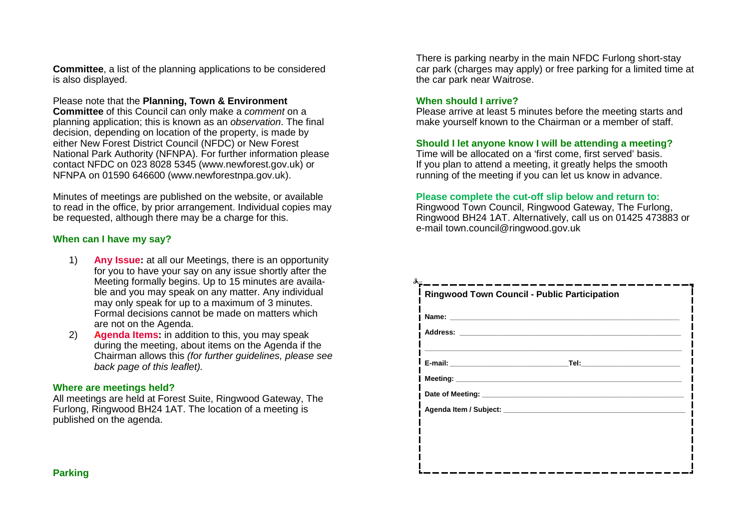**Committee**, a list of the planning applications to be considered is also displayed.

Please note that the **Planning, Town & Environment Committee** of this Council can only make a *comment* on a planning application; this is known as an *observation*. The final decision, depending on location of the property, is made by either New Forest District Council (NFDC) or New Forest National Park Authority (NFNPA). For further information please contact NFDC on 023 8028 5345 (www.newforest.gov.uk) or NFNPA on 01590 646600 (www.newforestnpa.gov.uk).

Minutes of meetings are published on the website, or available to read in the office, by prior arrangement. Individual copies may be requested, although there may be a charge for this.

### When can I have my say?

1) **Any Issue:** at all our Meetings, there is an opportunity for you to have your say on any issue shortly after the Meeting formally begins. Up to 15 minutes are available and you may speak on any matter. Any individual may only speak for up to a maximum of 3 minutes. Formal decisions cannot be made on matters which are not on the Agenda.
2) **Agenda Items:** in addition to this, you may speak during the meeting, about items on the Agenda if the Chairman allows this *(for further guidelines, please see back page of this leaflet).*

### Where are meetings held?

All meetings are held at Forest Suite, Ringwood Gateway, The Furlong, Ringwood BH24 1AT. The location of a meeting is published on the agenda.

### Parking

There is parking nearby in the main NFDC Furlong short-stay car park (charges may apply) or free parking for a limited time at the car park near Waitrose.

### When should I arrive?

Please arrive at least 5 minutes before the meeting starts and make yourself known to the Chairman or a member of staff.

### Should I let anyone know I will be attending a meeting?

Time will be allocated on a 'first come, first served' basis. If you plan to attend a meeting, it greatly helps the smooth running of the meeting if you can let us know in advance.

### Please complete the cut-off slip below and return to:

Ringwood Town Council, Ringwood Gateway, The Furlong, Ringwood BH24 1AT. Alternatively, call us on 01425 473883 or e-mail town.council@ringwood.gov.uk

---

**Ringwood Town Council - Public Participation**

**Name:** ______________________________

**Address:** ______________________________

______________________________

**E-mail:** ________________ **Tel:** ________________

**Meeting:** ______________________________

**Date of Meeting:** ______________________________

**Agenda Item / Subject:** ______________________________